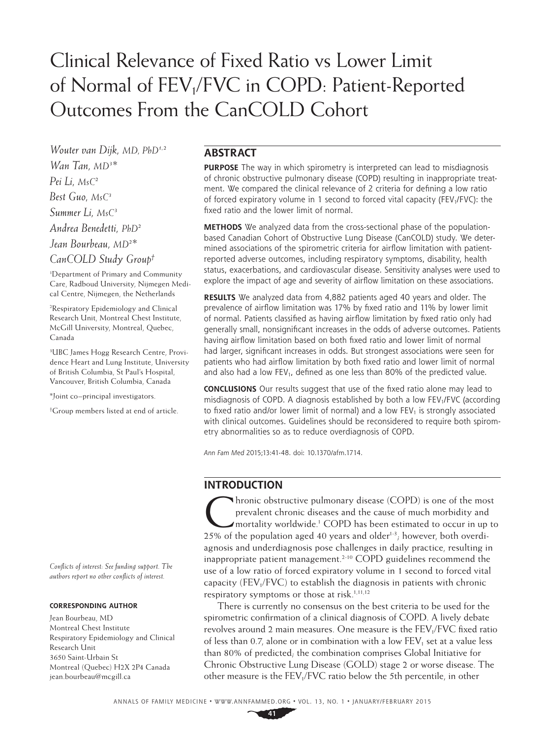# Clinical Relevance of Fixed Ratio vs Lower Limit of Normal of $FEV_1/FVC$ in COPD: Patient-Reported Outcomes From the CanCOLD Cohort

*Wouter van Dijk, MD, PhD*[1,2]
*Wan Tan, MD*[3]*
*Pei Li, MsC*[2]
*Best Guo, MsC*[3]
*Summer Li, MsC*[3]
*Andrea Benedetti, PhD*[2]
*Jean Bourbeau, MD*[2]*
*CanCOLD Study Group*†

[1]Department of Primary and Community Care, Radboud University, Nijmegen Medical Centre, Nijmegen, the Netherlands

[2]Respiratory Epidemiology and Clinical Research Unit, Montreal Chest Institute, McGill University, Montreal, Quebec, Canada

[3]UBC James Hogg Research Centre, Providence Heart and Lung Institute, University of British Columbia, St Paul's Hospital, Vancouver, British Columbia, Canada

*Joint co–principal investigators.

†Group members listed at end of article.

## ABSTRACT

**PURPOSE** The way in which spirometry is interpreted can lead to misdiagnosis of chronic obstructive pulmonary disease (COPD) resulting in inappropriate treatment. We compared the clinical relevance of 2 criteria for defining a low ratio of forced expiratory volume in 1 second to forced vital capacity ($FEV_1/FVC$): the fixed ratio and the lower limit of normal.

**METHODS** We analyzed data from the cross-sectional phase of the population-based Canadian Cohort of Obstructive Lung Disease (CanCOLD) study. We determined associations of the spirometric criteria for airflow limitation with patient-reported adverse outcomes, including respiratory symptoms, disability, health status, exacerbations, and cardiovascular disease. Sensitivity analyses were used to explore the impact of age and severity of airflow limitation on these associations.

**RESULTS** We analyzed data from 4,882 patients aged 40 years and older. The prevalence of airflow limitation was 17% by fixed ratio and 11% by lower limit of normal. Patients classified as having airflow limitation by fixed ratio only had generally small, nonsignificant increases in the odds of adverse outcomes. Patients having airflow limitation based on both fixed ratio and lower limit of normal had larger, significant increases in odds. But strongest associations were seen for patients who had airflow limitation by both fixed ratio and lower limit of normal and also had a low $FEV_1$, defined as one less than 80% of the predicted value.

**CONCLUSIONS** Our results suggest that use of the fixed ratio alone may lead to misdiagnosis of COPD. A diagnosis established by both a low $FEV_1/FVC$ (according to fixed ratio and/or lower limit of normal) and a low $FEV_1$ is strongly associated with clinical outcomes. Guidelines should be reconsidered to require both spirometry abnormalities so as to reduce overdiagnosis of COPD.

*Ann Fam Med* 2015;13:41-48. doi: 10.1370/afm.1714.

*Conflicts of interest: See funding support. The authors report no other conflicts of interest.*

**CORRESPONDING AUTHOR**

Jean Bourbeau, MD
Montreal Chest Institute
Respiratory Epidemiology and Clinical Research Unit
3650 Saint-Urbain St
Montreal (Quebec) H2X 2P4 Canada
jean.bourbeau@mcgill.ca

## INTRODUCTION

Chronic obstructive pulmonary disease (COPD) is one of the most prevalent chronic diseases and the cause of much morbidity and mortality worldwide.[1] COPD has been estimated to occur in up to 25% of the population aged 40 years and older[1-3]; however, both overdiagnosis and underdiagnosis pose challenges in daily practice, resulting in inappropriate patient management.[2-10] COPD guidelines recommend the use of a low ratio of forced expiratory volume in 1 second to forced vital capacity ($FEV_1/FVC$) to establish the diagnosis in patients with chronic respiratory symptoms or those at risk.[1,11,12]

There is currently no consensus on the best criteria to be used for the spirometric confirmation of a clinical diagnosis of COPD. A lively debate revolves around 2 main measures. One measure is the $FEV_1/FVC$ fixed ratio of less than 0.7, alone or in combination with a low $FEV_1$ set at a value less than 80% of predicted; the combination comprises Global Initiative for Chronic Obstructive Lung Disease (GOLD) stage 2 or worse disease. The other measure is the $FEV_1/FVC$ ratio below the 5th percentile, in other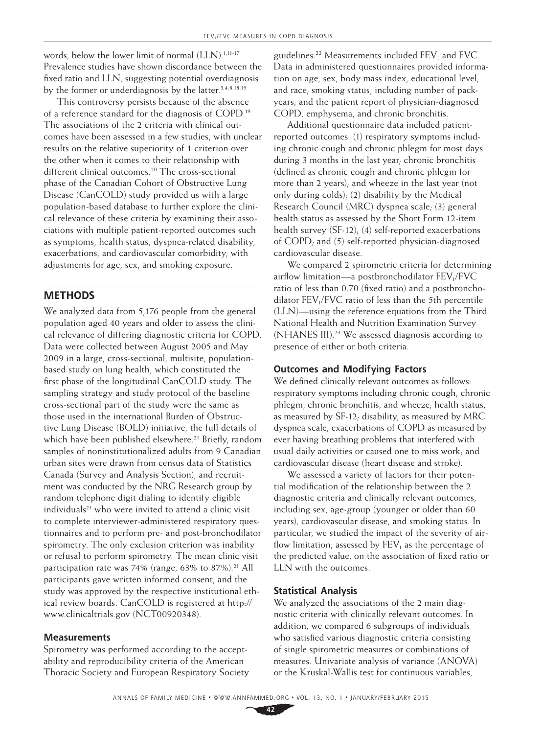words, below the lower limit of normal (LLN).[1,11-17] Prevalence studies have shown discordance between the fixed ratio and LLN, suggesting potential overdiagnosis by the former or underdiagnosis by the latter.[3,4,8,18,19]

This controversy persists because of the absence of a reference standard for the diagnosis of COPD.[19] The associations of the 2 criteria with clinical outcomes have been assessed in a few studies, with unclear results on the relative superiority of 1 criterion over the other when it comes to their relationship with different clinical outcomes.[20] The cross-sectional phase of the Canadian Cohort of Obstructive Lung Disease (CanCOLD) study provided us with a large population-based database to further explore the clinical relevance of these criteria by examining their associations with multiple patient-reported outcomes such as symptoms, health status, dyspnea-related disability, exacerbations, and cardiovascular comorbidity, with adjustments for age, sex, and smoking exposure.

## METHODS

We analyzed data from 5,176 people from the general population aged 40 years and older to assess the clinical relevance of differing diagnostic criteria for COPD. Data were collected between August 2005 and May 2009 in a large, cross-sectional, multisite, population-based study on lung health, which constituted the first phase of the longitudinal CanCOLD study. The sampling strategy and study protocol of the baseline cross-sectional part of the study were the same as those used in the international Burden of Obstructive Lung Disease (BOLD) initiative, the full details of which have been published elsewhere.[21] Briefly, random samples of noninstitutionalized adults from 9 Canadian urban sites were drawn from census data of Statistics Canada (Survey and Analysis Section), and recruitment was conducted by the NRG Research group by random telephone digit dialing to identify eligible individuals[21] who were invited to attend a clinic visit to complete interviewer-administered respiratory questionnaires and to perform pre- and post-bronchodilator spirometry. The only exclusion criterion was inability or refusal to perform spirometry. The mean clinic visit participation rate was 74% (range, 63% to 87%).[21] All participants gave written informed consent, and the study was approved by the respective institutional ethical review boards. CanCOLD is registered at http://www.clinicaltrials.gov (NCT00920348).

### Measurements

Spirometry was performed according to the acceptability and reproducibility criteria of the American Thoracic Society and European Respiratory Society guidelines.[22] Measurements included $FEV_1$ and FVC. Data in administered questionnaires provided information on age, sex, body mass index, educational level, and race; smoking status, including number of pack-years; and the patient report of physician-diagnosed COPD, emphysema, and chronic bronchitis.

Additional questionnaire data included patient-reported outcomes: (1) respiratory symptoms including chronic cough and chronic phlegm for most days during 3 months in the last year; chronic bronchitis (defined as chronic cough and chronic phlegm for more than 2 years); and wheeze in the last year (not only during colds); (2) disability by the Medical Research Council (MRC) dyspnea scale; (3) general health status as assessed by the Short Form 12-item health survey (SF-12); (4) self-reported exacerbations of COPD; and (5) self-reported physician-diagnosed cardiovascular disease.

We compared 2 spirometric criteria for determining airflow limitation—a postbronchodilator $FEV_1$/FVC ratio of less than 0.70 (fixed ratio) and a postbronchodilator $FEV_1$/FVC ratio of less than the 5th percentile (LLN)—using the reference equations from the Third National Health and Nutrition Examination Survey (NHANES III).[23] We assessed diagnosis according to presence of either or both criteria.

### Outcomes and Modifying Factors

We defined clinically relevant outcomes as follows: respiratory symptoms including chronic cough, chronic phlegm, chronic bronchitis, and wheeze; health status, as measured by SF-12; disability, as measured by MRC dyspnea scale; exacerbations of COPD as measured by ever having breathing problems that interfered with usual daily activities or caused one to miss work; and cardiovascular disease (heart disease and stroke).

We assessed a variety of factors for their potential modification of the relationship between the 2 diagnostic criteria and clinically relevant outcomes, including sex, age-group (younger or older than 60 years), cardiovascular disease, and smoking status. In particular, we studied the impact of the severity of airflow limitation, assessed by $FEV_1$ as the percentage of the predicted value, on the association of fixed ratio or LLN with the outcomes.

### Statistical Analysis

We analyzed the associations of the 2 main diagnostic criteria with clinically relevant outcomes. In addition, we compared 6 subgroups of individuals who satisfied various diagnostic criteria consisting of single spirometric measures or combinations of measures. Univariate analysis of variance (ANOVA) or the Kruskal-Wallis test for continuous variables,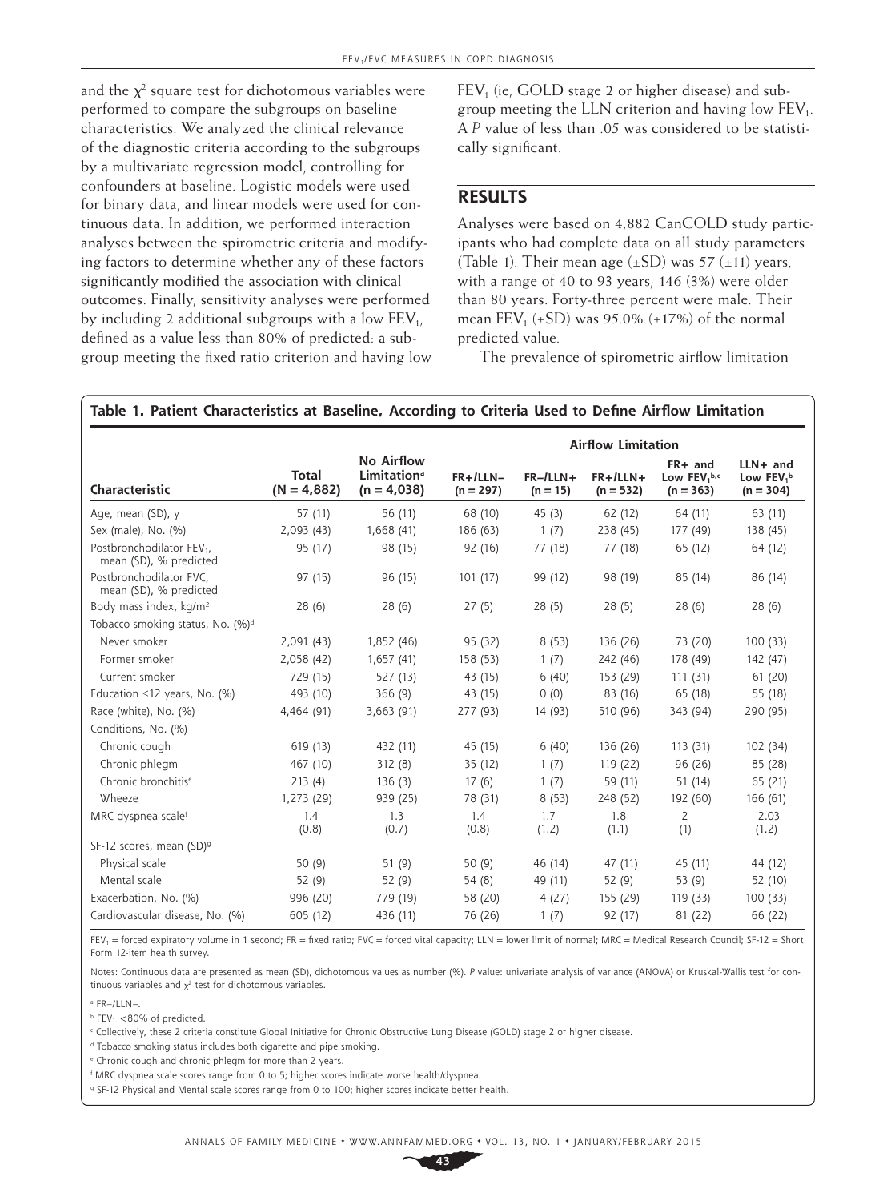and the $\chi^2$ square test for dichotomous variables were performed to compare the subgroups on baseline characteristics. We analyzed the clinical relevance of the diagnostic criteria according to the subgroups by a multivariate regression model, controlling for confounders at baseline. Logistic models were used for binary data, and linear models were used for continuous data. In addition, we performed interaction analyses between the spirometric criteria and modifying factors to determine whether any of these factors significantly modified the association with clinical outcomes. Finally, sensitivity analyses were performed by including 2 additional subgroups with a low $FEV_1$, defined as a value less than 80% of predicted: a subgroup meeting the fixed ratio criterion and having low $FEV_1$ (ie, GOLD stage 2 or higher disease) and subgroup meeting the LLN criterion and having low $FEV_1$. A *P* value of less than .05 was considered to be statistically significant.

## RESULTS

Analyses were based on 4,882 CanCOLD study participants who had complete data on all study parameters (Table 1). Their mean age (±SD) was 57 (±11) years, with a range of 40 to 93 years; 146 (3%) were older than 80 years. Forty-three percent were male. Their mean $FEV_1$ (±SD) was 95.0% (±17%) of the normal predicted value.

The prevalence of spirometric airflow limitation

**Table 1. Patient Characteristics at Baseline, According to Criteria Used to Define Airflow Limitation**

| Characteristic | Total (N = 4,882) | No Airflow Limitation[a] (n = 4,038) | Airflow Limitation | | | | |
|---|---|---|---|---|---|---|---|
| | | | FR+/LLN− (n = 297) | FR−/LLN+ (n = 15) | FR+/LLN+ (n = 532) | FR+ and Low $FEV_1$[b,c] (n = 363) | LLN+ and Low $FEV_1$[b] (n = 304) |
| Age, mean (SD), y | 57 (11) | 56 (11) | 68 (10) | 45 (3) | 62 (12) | 64 (11) | 63 (11) |
| Sex (male), No. (%) | 2,093 (43) | 1,668 (41) | 186 (63) | 1 (7) | 238 (45) | 177 (49) | 138 (45) |
| Postbronchodilator $FEV_1$, mean (SD), % predicted | 95 (17) | 98 (15) | 92 (16) | 77 (18) | 77 (18) | 65 (12) | 64 (12) |
| Postbronchodilator FVC, mean (SD), % predicted | 97 (15) | 96 (15) | 101 (17) | 99 (12) | 98 (19) | 85 (14) | 86 (14) |
| Body mass index, kg/m² | 28 (6) | 28 (6) | 27 (5) | 28 (5) | 28 (5) | 28 (6) | 28 (6) |
| Tobacco smoking status, No. (%)[d] | | | | | | | |
| Never smoker | 2,091 (43) | 1,852 (46) | 95 (32) | 8 (53) | 136 (26) | 73 (20) | 100 (33) |
| Former smoker | 2,058 (42) | 1,657 (41) | 158 (53) | 1 (7) | 242 (46) | 178 (49) | 142 (47) |
| Current smoker | 729 (15) | 527 (13) | 43 (15) | 6 (40) | 153 (29) | 111 (31) | 61 (20) |
| Education ≤12 years, No. (%) | 493 (10) | 366 (9) | 43 (15) | 0 (0) | 83 (16) | 65 (18) | 55 (18) |
| Race (white), No. (%) | 4,464 (91) | 3,663 (91) | 277 (93) | 14 (93) | 510 (96) | 343 (94) | 290 (95) |
| Conditions, No. (%) | | | | | | | |
| Chronic cough | 619 (13) | 432 (11) | 45 (15) | 6 (40) | 136 (26) | 113 (31) | 102 (34) |
| Chronic phlegm | 467 (10) | 312 (8) | 35 (12) | 1 (7) | 119 (22) | 96 (26) | 85 (28) |
| Chronic bronchitis[e] | 213 (4) | 136 (3) | 17 (6) | 1 (7) | 59 (11) | 51 (14) | 65 (21) |
| Wheeze | 1,273 (29) | 939 (25) | 78 (31) | 8 (53) | 248 (52) | 192 (60) | 166 (61) |
| MRC dyspnea scale[f] | 1.4 (0.8) | 1.3 (0.7) | 1.4 (0.8) | 1.7 (1.2) | 1.8 (1.1) | 2 (1) | 2.03 (1.2) |
| SF-12 scores, mean (SD)[g] | | | | | | | |
| Physical scale | 50 (9) | 51 (9) | 50 (9) | 46 (14) | 47 (11) | 45 (11) | 44 (12) |
| Mental scale | 52 (9) | 52 (9) | 54 (8) | 49 (11) | 52 (9) | 53 (9) | 52 (10) |
| Exacerbation, No. (%) | 996 (20) | 779 (19) | 58 (20) | 4 (27) | 155 (29) | 119 (33) | 100 (33) |
| Cardiovascular disease, No. (%) | 605 (12) | 436 (11) | 76 (26) | 1 (7) | 92 (17) | 81 (22) | 66 (22) |

$FEV_1$ = forced expiratory volume in 1 second; FR = fixed ratio; FVC = forced vital capacity; LLN = lower limit of normal; MRC = Medical Research Council; SF-12 = Short Form 12-item health survey.

Notes: Continuous data are presented as mean (SD), dichotomous values as number (%). *P* value: univariate analysis of variance (ANOVA) or Kruskal-Wallis test for continuous variables and $\chi^2$ test for dichotomous variables.

[a] FR−/LLN−.

[b] $FEV_1$ <80% of predicted.

[c] Collectively, these 2 criteria constitute Global Initiative for Chronic Obstructive Lung Disease (GOLD) stage 2 or higher disease.

[d] Tobacco smoking status includes both cigarette and pipe smoking.

[e] Chronic cough and chronic phlegm for more than 2 years.

[f] MRC dyspnea scale scores range from 0 to 5; higher scores indicate worse health/dyspnea.

[g] SF-12 Physical and Mental scale scores range from 0 to 100; higher scores indicate better health.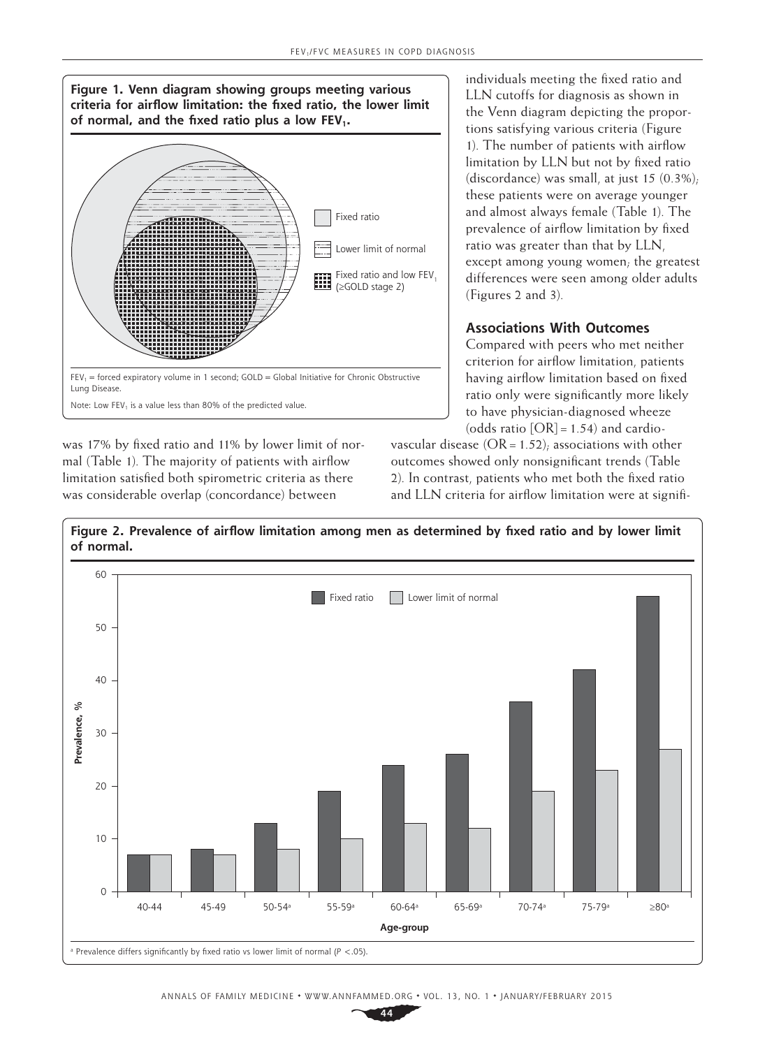**Figure 1. Venn diagram showing groups meeting various criteria for airflow limitation: the fixed ratio, the lower limit of normal, and the fixed ratio plus a low $FEV_1$.**

Fixed ratio

Lower limit of normal

Fixed ratio and low $FEV_1$ (≥GOLD stage 2)

$FEV_1$ = forced expiratory volume in 1 second; GOLD = Global Initiative for Chronic Obstructive Lung Disease.

Note: Low $FEV_1$ is a value less than 80% of the predicted value.

was 17% by fixed ratio and 11% by lower limit of normal (Table 1). The majority of patients with airflow limitation satisfied both spirometric criteria as there was considerable overlap (concordance) between individuals meeting the fixed ratio and LLN cutoffs for diagnosis as shown in the Venn diagram depicting the proportions satisfying various criteria (Figure 1). The number of patients with airflow limitation by LLN but not by fixed ratio (discordance) was small, at just 15 (0.3%); these patients were on average younger and almost always female (Table 1). The prevalence of airflow limitation by fixed ratio was greater than that by LLN, except among young women; the greatest differences were seen among older adults (Figures 2 and 3).

### Associations With Outcomes

Compared with peers who met neither criterion for airflow limitation, patients having airflow limitation based on fixed ratio only were significantly more likely to have physician-diagnosed wheeze (odds ratio [OR] = 1.54) and cardiovascular disease (OR = 1.52); associations with other outcomes showed only nonsignificant trends (Table 2). In contrast, patients who met both the fixed ratio and LLN criteria for airflow limitation were at signifi-

**Figure 2. Prevalence of airflow limitation among men as determined by fixed ratio and by lower limit of normal.**

| Age-group | Fixed ratio, % | Lower limit of normal, % |
|---|---|---|
| 40-44 | 7 | 7 |
| 45-49 | 8 | 7 |
| 50-54[a] | 13 | 8 |
| 55-59[a] | 19 | 10 |
| 60-64[a] | 24 | 13 |
| 65-69[a] | 26 | 12 |
| 70-74[a] | 36 | 19 |
| 75-79[a] | 42 | 23 |
| ≥80[a] | 56 | 27 |

[a] Prevalence differs significantly by fixed ratio vs lower limit of normal ($P < .05$).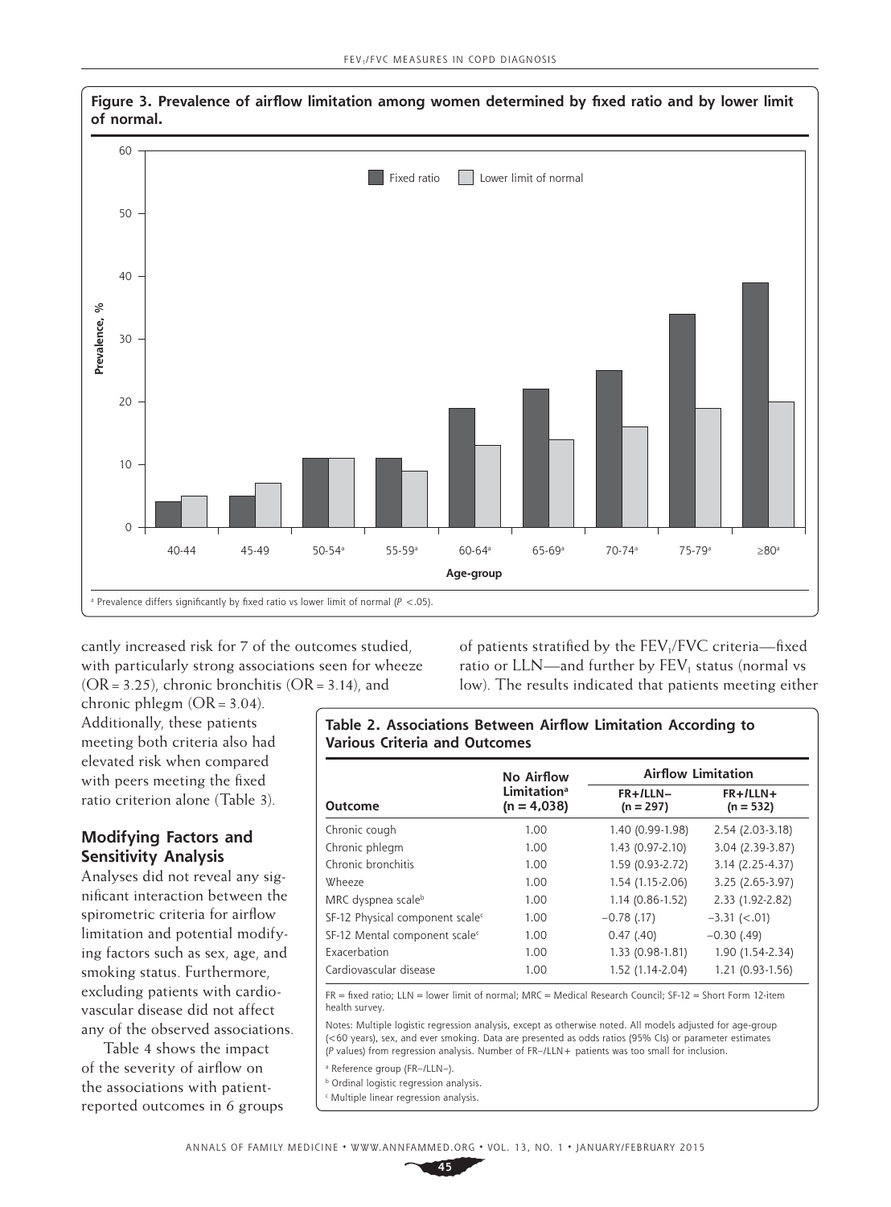**Figure 3. Prevalence of airflow limitation among women determined by fixed ratio and by lower limit of normal.**

[a] Prevalence differs significantly by fixed ratio vs lower limit of normal ($P < .05$).

cantly increased risk for 7 of the outcomes studied, with particularly strong associations seen for wheeze (OR = 3.25), chronic bronchitis (OR = 3.14), and chronic phlegm (OR = 3.04). Additionally, these patients meeting both criteria also had elevated risk when compared with peers meeting the fixed ratio criterion alone (Table 3).

## Modifying Factors and Sensitivity Analysis

Analyses did not reveal any significant interaction between the spirometric criteria for airflow limitation and potential modifying factors such as sex, age, and smoking status. Furthermore, excluding patients with cardiovascular disease did not affect any of the observed associations.

Table 4 shows the impact of the severity of airflow on the associations with patient-reported outcomes in 6 groups of patients stratified by the $FEV_1$/FVC criteria—fixed ratio or LLN—and further by $FEV_1$ status (normal vs low). The results indicated that patients meeting either

**Table 2. Associations Between Airflow Limitation According to Various Criteria and Outcomes**

| Outcome | No Airflow Limitation[a] (n = 4,038) | Airflow Limitation | |
|---|---|---|---|
| | | FR+/LLN– (n = 297) | FR+/LLN+ (n = 532) |
| Chronic cough | 1.00 | 1.40 (0.99-1.98) | 2.54 (2.03-3.18) |
| Chronic phlegm | 1.00 | 1.43 (0.97-2.10) | 3.04 (2.39-3.87) |
| Chronic bronchitis | 1.00 | 1.59 (0.93-2.72) | 3.14 (2.25-4.37) |
| Wheeze | 1.00 | 1.54 (1.15-2.06) | 3.25 (2.65-3.97) |
| MRC dyspnea scale[b] | 1.00 | 1.14 (0.86-1.52) | 2.33 (1.92-2.82) |
| SF-12 Physical component scale[c] | 1.00 | −0.78 (.17) | −3.31 (<.01) |
| SF-12 Mental component scale[c] | 1.00 | 0.47 (.40) | −0.30 (.49) |
| Exacerbation | 1.00 | 1.33 (0.98-1.81) | 1.90 (1.54-2.34) |
| Cardiovascular disease | 1.00 | 1.52 (1.14-2.04) | 1.21 (0.93-1.56) |

FR = fixed ratio; LLN = lower limit of normal; MRC = Medical Research Council; SF-12 = Short Form 12-item health survey.

Notes: Multiple logistic regression analysis, except as otherwise noted. All models adjusted for age-group (<60 years), sex, and ever smoking. Data are presented as odds ratios (95% CIs) or parameter estimates (P values) from regression analysis. Number of FR–/LLN+ patients was too small for inclusion.

[a] Reference group (FR–/LLN–).

[b] Ordinal logistic regression analysis.

[c] Multiple linear regression analysis.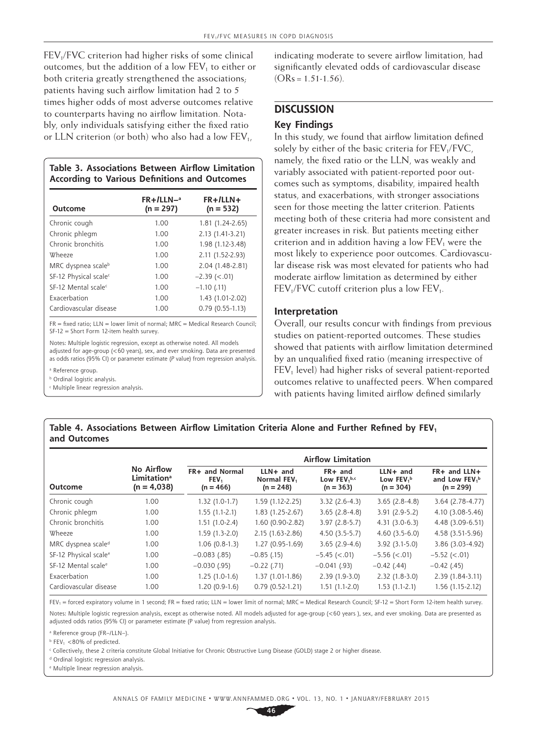$FEV_1/FVC$ criterion had higher risks of some clinical outcomes, but the addition of a low $FEV_1$ to either or both criteria greatly strengthened the associations; patients having such airflow limitation had 2 to 5 times higher odds of most adverse outcomes relative to counterparts having no airflow limitation. Notably, only individuals satisfying either the fixed ratio or LLN criterion (or both) who also had a low $FEV_1$, indicating moderate to severe airflow limitation, had significantly elevated odds of cardiovascular disease (ORs = 1.51-1.56).

**Table 3. Associations Between Airflow Limitation According to Various Definitions and Outcomes**

| Outcome | FR+/LLN–[a] (n = 297) | FR+/LLN+ (n = 532) |
|---|---|---|
| Chronic cough | 1.00 | 1.81 (1.24-2.65) |
| Chronic phlegm | 1.00 | 2.13 (1.41-3.21) |
| Chronic bronchitis | 1.00 | 1.98 (1.12-3.48) |
| Wheeze | 1.00 | 2.11 (1.52-2.93) |
| MRC dyspnea scale[b] | 1.00 | 2.04 (1.48-2.81) |
| SF-12 Physical scale[c] | 1.00 | –2.39 (<.01) |
| SF-12 Mental scale[c] | 1.00 | –1.10 (.11) |
| Exacerbation | 1.00 | 1.43 (1.01-2.02) |
| Cardiovascular disease | 1.00 | 0.79 (0.55-1.13) |

FR = fixed ratio; LLN = lower limit of normal; MRC = Medical Research Council; SF-12 = Short Form 12-item health survey.

Notes: Multiple logistic regression, except as otherwise noted. All models adjusted for age-group (<60 years), sex, and ever smoking. Data are presented as odds ratios (95% CI) or parameter estimate (P value) from regression analysis.

[a] Reference group.

[b] Ordinal logistic analysis.

[c] Multiple linear regression analysis.

## DISCUSSION

### Key Findings

In this study, we found that airflow limitation defined solely by either of the basic criteria for $FEV_1/FVC$, namely, the fixed ratio or the LLN, was weakly and variably associated with patient-reported poor outcomes such as symptoms, disability, impaired health status, and exacerbations, with stronger associations seen for those meeting the latter criterion. Patients meeting both of these criteria had more consistent and greater increases in risk. But patients meeting either criterion and in addition having a low $FEV_1$ were the most likely to experience poor outcomes. Cardiovascular disease risk was most elevated for patients who had moderate airflow limitation as determined by either $FEV_1/FVC$ cutoff criterion plus a low $FEV_1$.

### Interpretation

Overall, our results concur with findings from previous studies on patient-reported outcomes. These studies showed that patients with airflow limitation determined by an unqualified fixed ratio (meaning irrespective of $FEV_1$ level) had higher risks of several patient-reported outcomes relative to unaffected peers. When compared with patients having limited airflow defined similarly

**Table 4. Associations Between Airflow Limitation Criteria Alone and Further Refined by $FEV_1$ and Outcomes**

| Outcome | No Airflow Limitation[a] (n = 4,038) | Airflow Limitation | | | | |
|---|---|---|---|---|---|---|
| | | FR+ and Normal $FEV_1$ (n = 466) | LLN+ and Normal $FEV_1$ (n = 248) | FR+ and Low $FEV_1$[b,c] (n = 363) | LLN+ and Low $FEV_1$[b] (n = 304) | FR+ and LLN+ and Low $FEV_1$[b] (n = 299) |
| Chronic cough | 1.00 | 1.32 (1.0-1.7) | 1.59 (1.12-2.25) | 3.32 (2.6-4.3) | 3.65 (2.8-4.8) | 3.64 (2.78-4.77) |
| Chronic phlegm | 1.00 | 1.55 (1.1-2.1) | 1.83 (1.25-2.67) | 3.65 (2.8-4.8) | 3.91 (2.9-5.2) | 4.10 (3.08-5.46) |
| Chronic bronchitis | 1.00 | 1.51 (1.0-2.4) | 1.60 (0.90-2.82) | 3.97 (2.8-5.7) | 4.31 (3.0-6.3) | 4.48 (3.09-6.51) |
| Wheeze | 1.00 | 1.59 (1.3-2.0) | 2.15 (1.63-2.86) | 4.50 (3.5-5.7) | 4.60 (3.5-6.0) | 4.58 (3.51-5.96) |
| MRC dyspnea scale[d] | 1.00 | 1.06 (0.8-1.3) | 1.27 (0.95-1.69) | 3.65 (2.9-4.6) | 3.92 (3.1-5.0) | 3.86 (3.03-4.92) |
| SF-12 Physical scale[e] | 1.00 | –0.083 (.85) | –0.85 (.15) | –5.45 (<.01) | –5.56 (<.01) | –5.52 (<.01) |
| SF-12 Mental scale[e] | 1.00 | –0.030 (.95) | –0.22 (.71) | –0.041 (.93) | –0.42 (.44) | –0.42 (.45) |
| Exacerbation | 1.00 | 1.25 (1.0-1.6) | 1.37 (1.01-1.86) | 2.39 (1.9-3.0) | 2.32 (1.8-3.0) | 2.39 (1.84-3.11) |
| Cardiovascular disease | 1.00 | 1.20 (0.9-1.6) | 0.79 (0.52-1.21) | 1.51 (1.1-2.0) | 1.53 (1.1-2.1) | 1.56 (1.15-2.12) |

$FEV_1$ = forced expiratory volume in 1 second; FR = fixed ratio; LLN = lower limit of normal; MRC = Medical Research Council; SF-12 = Short Form 12-item health survey.

Notes: Multiple logistic regression analysis, except as otherwise noted. All models adjusted for age-group (<60 years ), sex, and ever smoking. Data are presented as adjusted odds ratios (95% CI) or parameter estimate (P value) from regression analysis.

[a] Reference group (FR–/LLN–).

[b] $FEV_1$ <80% of predicted.

[c] Collectively, these 2 criteria constitute Global Initiative for Chronic Obstructive Lung Disease (GOLD) stage 2 or higher disease.

[d] Ordinal logistic regression analysis.

[e] Multiple linear regression analysis.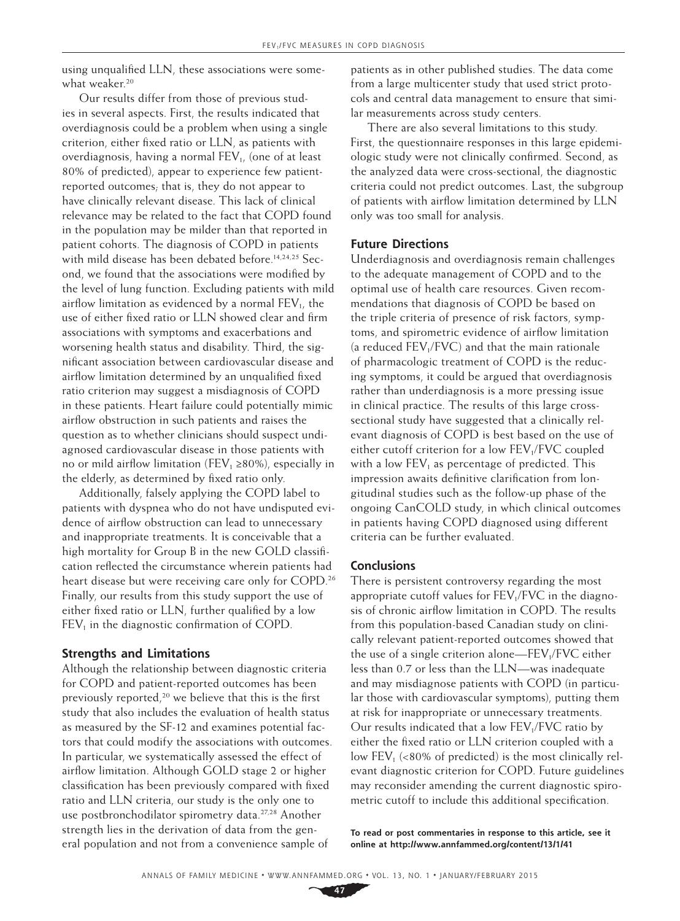using unqualified LLN, these associations were somewhat weaker.[20]

Our results differ from those of previous studies in several aspects. First, the results indicated that overdiagnosis could be a problem when using a single criterion, either fixed ratio or LLN, as patients with overdiagnosis, having a normal $FEV_1$, (one of at least 80% of predicted), appear to experience few patient-reported outcomes; that is, they do not appear to have clinically relevant disease. This lack of clinical relevance may be related to the fact that COPD found in the population may be milder than that reported in patient cohorts. The diagnosis of COPD in patients with mild disease has been debated before.[14,24,25] Second, we found that the associations were modified by the level of lung function. Excluding patients with mild airflow limitation as evidenced by a normal $FEV_1$, the use of either fixed ratio or LLN showed clear and firm associations with symptoms and exacerbations and worsening health status and disability. Third, the significant association between cardiovascular disease and airflow limitation determined by an unqualified fixed ratio criterion may suggest a misdiagnosis of COPD in these patients. Heart failure could potentially mimic airflow obstruction in such patients and raises the question as to whether clinicians should suspect undiagnosed cardiovascular disease in those patients with no or mild airflow limitation ($FEV_1$ ≥80%), especially in the elderly, as determined by fixed ratio only.

Additionally, falsely applying the COPD label to patients with dyspnea who do not have undisputed evidence of airflow obstruction can lead to unnecessary and inappropriate treatments. It is conceivable that a high mortality for Group B in the new GOLD classification reflected the circumstance wherein patients had heart disease but were receiving care only for COPD.[26] Finally, our results from this study support the use of either fixed ratio or LLN, further qualified by a low $FEV_1$ in the diagnostic confirmation of COPD.

## Strengths and Limitations

Although the relationship between diagnostic criteria for COPD and patient-reported outcomes has been previously reported,[20] we believe that this is the first study that also includes the evaluation of health status as measured by the SF-12 and examines potential factors that could modify the associations with outcomes. In particular, we systematically assessed the effect of airflow limitation. Although GOLD stage 2 or higher classification has been previously compared with fixed ratio and LLN criteria, our study is the only one to use postbronchodilator spirometry data.[27,28] Another strength lies in the derivation of data from the general population and not from a convenience sample of patients as in other published studies. The data come from a large multicenter study that used strict protocols and central data management to ensure that similar measurements across study centers.

There are also several limitations to this study. First, the questionnaire responses in this large epidemiologic study were not clinically confirmed. Second, as the analyzed data were cross-sectional, the diagnostic criteria could not predict outcomes. Last, the subgroup of patients with airflow limitation determined by LLN only was too small for analysis.

## Future Directions

Underdiagnosis and overdiagnosis remain challenges to the adequate management of COPD and to the optimal use of health care resources. Given recommendations that diagnosis of COPD be based on the triple criteria of presence of risk factors, symptoms, and spirometric evidence of airflow limitation (a reduced $FEV_1$/FVC) and that the main rationale of pharmacologic treatment of COPD is the reducing symptoms, it could be argued that overdiagnosis rather than underdiagnosis is a more pressing issue in clinical practice. The results of this large cross-sectional study have suggested that a clinically relevant diagnosis of COPD is best based on the use of either cutoff criterion for a low $FEV_1$/FVC coupled with a low $FEV_1$ as percentage of predicted. This impression awaits definitive clarification from longitudinal studies such as the follow-up phase of the ongoing CanCOLD study, in which clinical outcomes in patients having COPD diagnosed using different criteria can be further evaluated.

## Conclusions

There is persistent controversy regarding the most appropriate cutoff values for $FEV_1$/FVC in the diagnosis of chronic airflow limitation in COPD. The results from this population-based Canadian study on clinically relevant patient-reported outcomes showed that the use of a single criterion alone—$FEV_1$/FVC either less than 0.7 or less than the LLN—was inadequate and may misdiagnose patients with COPD (in particular those with cardiovascular symptoms), putting them at risk for inappropriate or unnecessary treatments. Our results indicated that a low $FEV_1$/FVC ratio by either the fixed ratio or LLN criterion coupled with a low $FEV_1$ (<80% of predicted) is the most clinically relevant diagnostic criterion for COPD. Future guidelines may reconsider amending the current diagnostic spirometric cutoff to include this additional specification.

**To read or post commentaries in response to this article, see it online at http://www.annfammed.org/content/13/1/41**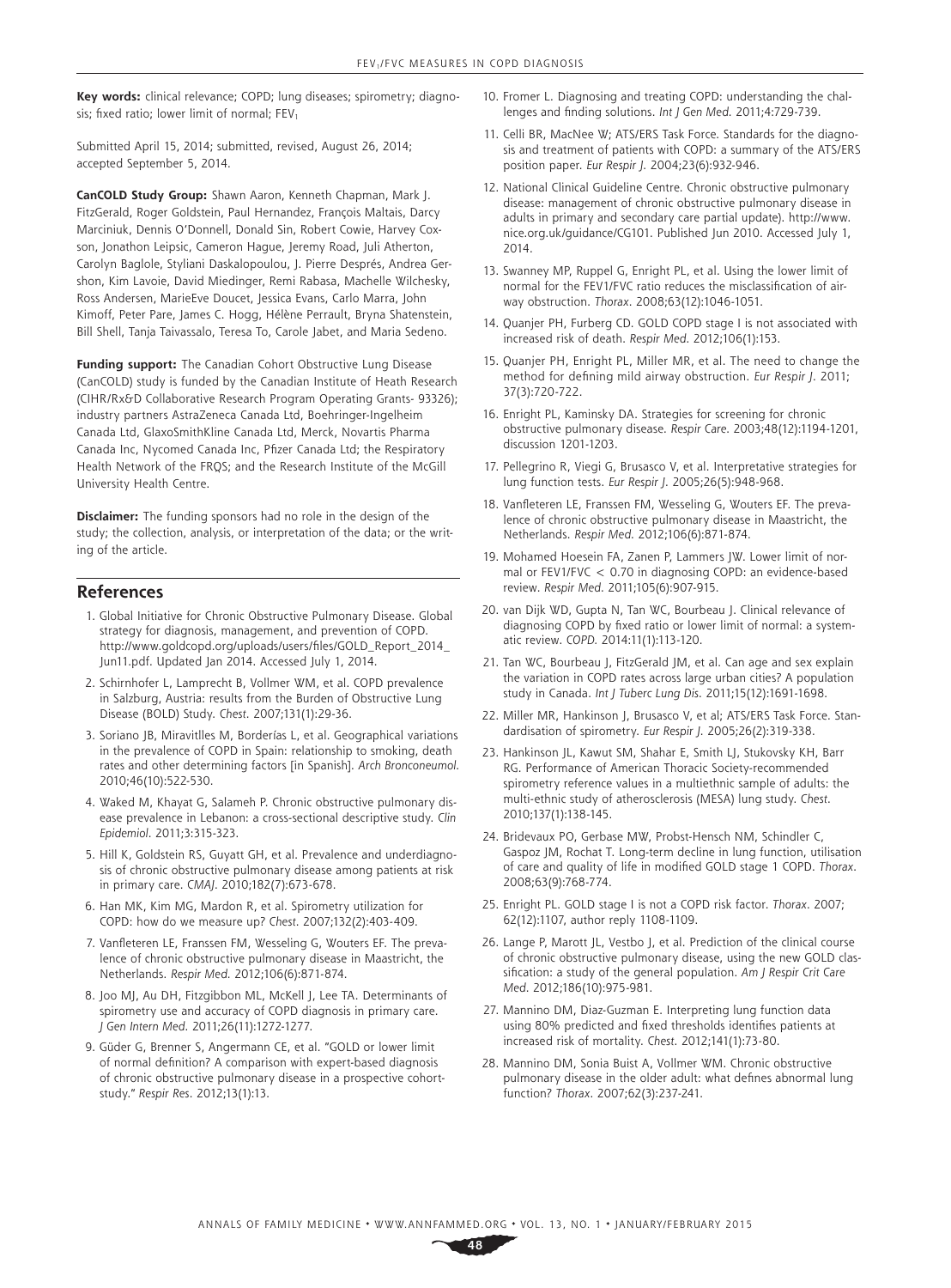**Key words:** clinical relevance; COPD; lung diseases; spirometry; diagnosis; fixed ratio; lower limit of normal; $FEV_1$

Submitted April 15, 2014; submitted, revised, August 26, 2014; accepted September 5, 2014.

**CanCOLD Study Group:** Shawn Aaron, Kenneth Chapman, Mark J. FitzGerald, Roger Goldstein, Paul Hernandez, François Maltais, Darcy Marciniuk, Dennis O'Donnell, Donald Sin, Robert Cowie, Harvey Coxson, Jonathon Leipsic, Cameron Hague, Jeremy Road, Juli Atherton, Carolyn Baglole, Styliani Daskalopoulou, J. Pierre Després, Andrea Gershon, Kim Lavoie, David Miedinger, Remi Rabasa, Machelle Wilchesky, Ross Andersen, MarieEve Doucet, Jessica Evans, Carlo Marra, John Kimoff, Peter Pare, James C. Hogg, Hélène Perrault, Bryna Shatenstein, Bill Shell, Tanja Taivassalo, Teresa To, Carole Jabet, and Maria Sedeno.

**Funding support:** The Canadian Cohort Obstructive Lung Disease (CanCOLD) study is funded by the Canadian Institute of Heath Research (CIHR/Rx&D Collaborative Research Program Operating Grants- 93326); industry partners AstraZeneca Canada Ltd, Boehringer-Ingelheim Canada Ltd, GlaxoSmithKline Canada Ltd, Merck, Novartis Pharma Canada Inc, Nycomed Canada Inc, Pfizer Canada Ltd; the Respiratory Health Network of the FRQS; and the Research Institute of the McGill University Health Centre.

**Disclaimer:** The funding sponsors had no role in the design of the study; the collection, analysis, or interpretation of the data; or the writing of the article.

## References

1. Global Initiative for Chronic Obstructive Pulmonary Disease. Global strategy for diagnosis, management, and prevention of COPD. http://www.goldcopd.org/uploads/users/files/GOLD_Report_2014_Jun11.pdf. Updated Jan 2014. Accessed July 1, 2014.
2. Schirnhofer L, Lamprecht B, Vollmer WM, et al. COPD prevalence in Salzburg, Austria: results from the Burden of Obstructive Lung Disease (BOLD) Study. *Chest*. 2007;131(1):29-36.
3. Soriano JB, Miravitlles M, Borderías L, et al. Geographical variations in the prevalence of COPD in Spain: relationship to smoking, death rates and other determining factors [in Spanish]. *Arch Bronconeumol.* 2010;46(10):522-530.
4. Waked M, Khayat G, Salameh P. Chronic obstructive pulmonary disease prevalence in Lebanon: a cross-sectional descriptive study. *Clin Epidemiol.* 2011;3:315-323.
5. Hill K, Goldstein RS, Guyatt GH, et al. Prevalence and underdiagnosis of chronic obstructive pulmonary disease among patients at risk in primary care. *CMAJ*. 2010;182(7):673-678.
6. Han MK, Kim MG, Mardon R, et al. Spirometry utilization for COPD: how do we measure up? *Chest*. 2007;132(2):403-409.
7. Vanfleteren LE, Franssen FM, Wesseling G, Wouters EF. The prevalence of chronic obstructive pulmonary disease in Maastricht, the Netherlands. *Respir Med.* 2012;106(6):871-874.
8. Joo MJ, Au DH, Fitzgibbon ML, McKell J, Lee TA. Determinants of spirometry use and accuracy of COPD diagnosis in primary care. *J Gen Intern Med.* 2011;26(11):1272-1277.
9. Güder G, Brenner S, Angermann CE, et al. "GOLD or lower limit of normal definition? A comparison with expert-based diagnosis of chronic obstructive pulmonary disease in a prospective cohort-study." *Respir Res*. 2012;13(1):13.
10. Fromer L. Diagnosing and treating COPD: understanding the challenges and finding solutions. *Int J Gen Med.* 2011;4:729-739.
11. Celli BR, MacNee W; ATS/ERS Task Force. Standards for the diagnosis and treatment of patients with COPD: a summary of the ATS/ERS position paper. *Eur Respir J*. 2004;23(6):932-946.
12. National Clinical Guideline Centre. Chronic obstructive pulmonary disease: management of chronic obstructive pulmonary disease in adults in primary and secondary care partial update). http://www.nice.org.uk/guidance/CG101. Published Jun 2010. Accessed July 1, 2014.
13. Swanney MP, Ruppel G, Enright PL, et al. Using the lower limit of normal for the FEV1/FVC ratio reduces the misclassification of airway obstruction. *Thorax*. 2008;63(12):1046-1051.
14. Quanjer PH, Furberg CD. GOLD COPD stage I is not associated with increased risk of death. *Respir Med*. 2012;106(1):153.
15. Quanjer PH, Enright PL, Miller MR, et al. The need to change the method for defining mild airway obstruction. *Eur Respir J*. 2011; 37(3):720-722.
16. Enright PL, Kaminsky DA. Strategies for screening for chronic obstructive pulmonary disease. *Respir Care*. 2003;48(12):1194-1201, discussion 1201-1203.
17. Pellegrino R, Viegi G, Brusasco V, et al. Interpretative strategies for lung function tests. *Eur Respir J*. 2005;26(5):948-968.
18. Vanfleteren LE, Franssen FM, Wesseling G, Wouters EF. The prevalence of chronic obstructive pulmonary disease in Maastricht, the Netherlands. *Respir Med*. 2012;106(6):871-874.
19. Mohamed Hoesein FA, Zanen P, Lammers JW. Lower limit of normal or FEV1/FVC < 0.70 in diagnosing COPD: an evidence-based review. *Respir Med*. 2011;105(6):907-915.
20. van Dijk WD, Gupta N, Tan WC, Bourbeau J. Clinical relevance of diagnosing COPD by fixed ratio or lower limit of normal: a systematic review. *COPD.* 2014:11(1):113-120.
21. Tan WC, Bourbeau J, FitzGerald JM, et al. Can age and sex explain the variation in COPD rates across large urban cities? A population study in Canada. *Int J Tuberc Lung Dis*. 2011;15(12):1691-1698.
22. Miller MR, Hankinson J, Brusasco V, et al; ATS/ERS Task Force. Standardisation of spirometry. *Eur Respir J.* 2005;26(2):319-338.
23. Hankinson JL, Kawut SM, Shahar E, Smith LJ, Stukovsky KH, Barr RG. Performance of American Thoracic Society-recommended spirometry reference values in a multiethnic sample of adults: the multi-ethnic study of atherosclerosis (MESA) lung study. *Chest*. 2010;137(1):138-145.
24. Bridevaux PO, Gerbase MW, Probst-Hensch NM, Schindler C, Gaspoz JM, Rochat T. Long-term decline in lung function, utilisation of care and quality of life in modified GOLD stage 1 COPD. *Thorax*. 2008;63(9):768-774.
25. Enright PL. GOLD stage I is not a COPD risk factor. *Thorax*. 2007; 62(12):1107, author reply 1108-1109.
26. Lange P, Marott JL, Vestbo J, et al. Prediction of the clinical course of chronic obstructive pulmonary disease, using the new GOLD classification: a study of the general population. *Am J Respir Crit Care Med*. 2012;186(10):975-981.
27. Mannino DM, Diaz-Guzman E. Interpreting lung function data using 80% predicted and fixed thresholds identifies patients at increased risk of mortality. *Chest*. 2012;141(1):73-80.
28. Mannino DM, Sonia Buist A, Vollmer WM. Chronic obstructive pulmonary disease in the older adult: what defines abnormal lung function? *Thorax*. 2007;62(3):237-241.